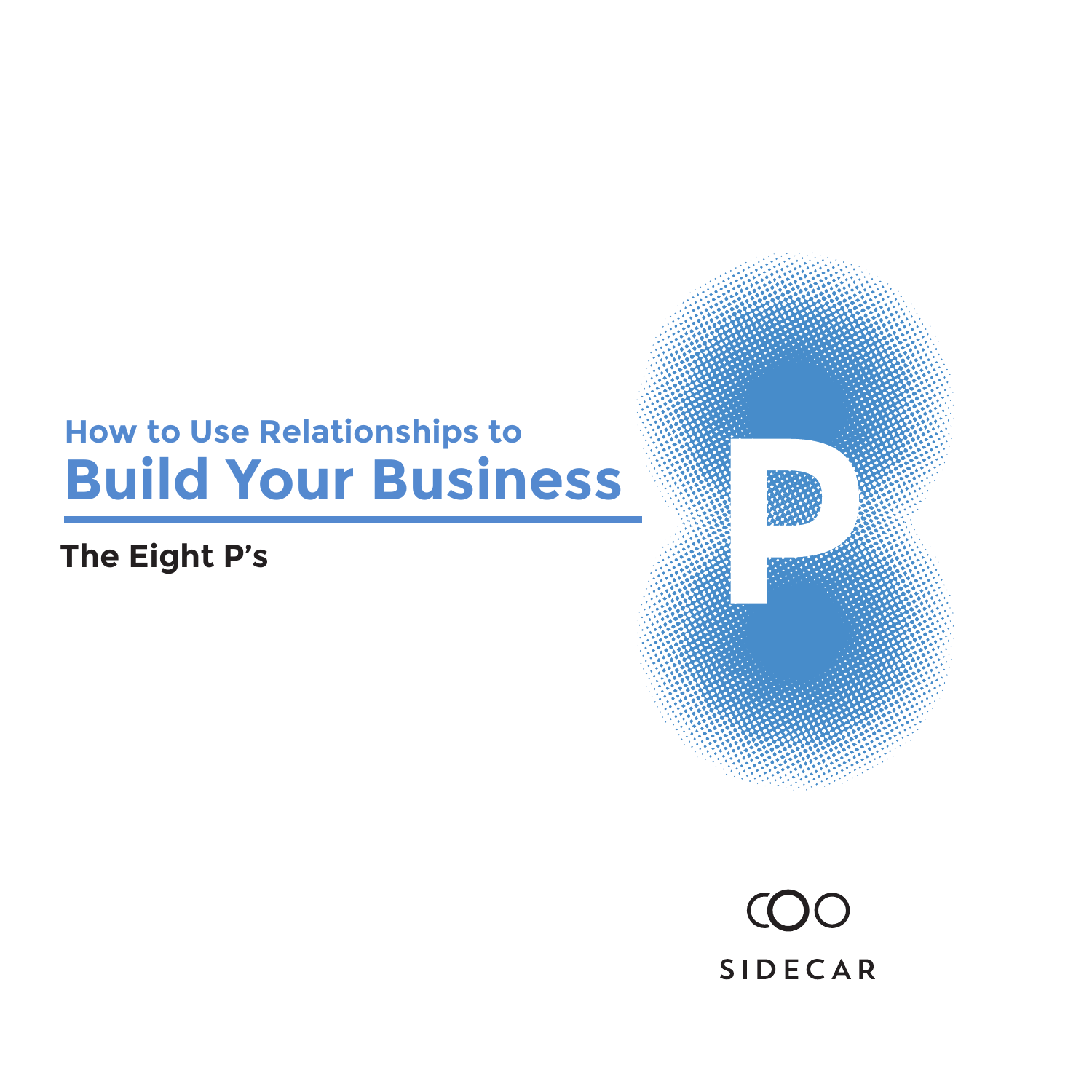# How to Use Relationships to Build Your Business

## The Eight P's

SIDECAR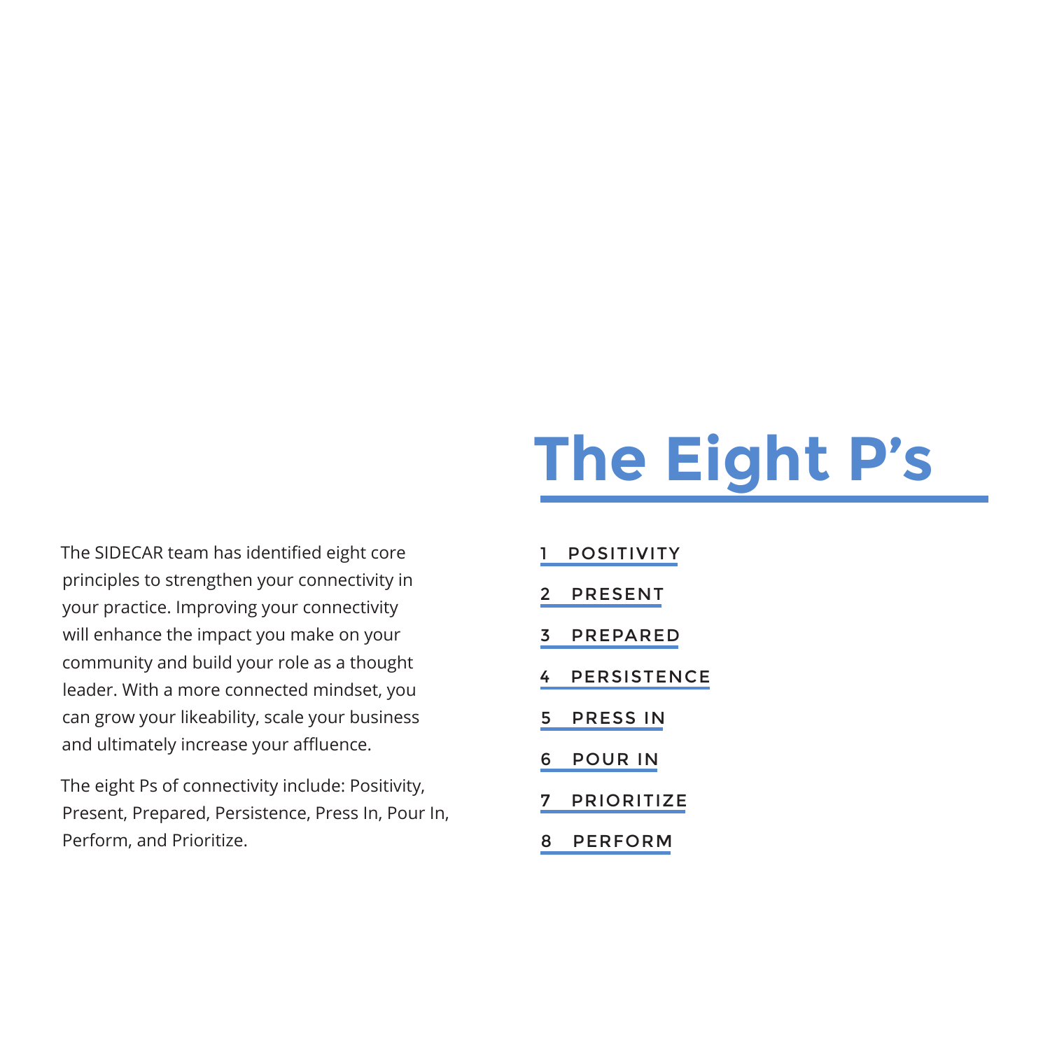# The Eight P's

The SIDECAR team has identified eight core principles to strengthen your connectivity in your practice. Improving your connectivity will enhance the impact you make on your community and build your role as a thought leader. With a more connected mindset, you can grow your likeability, scale your business and ultimately increase your affluence.

The eight Ps of connectivity include: Positivity, Present, Prepared, Persistence, Press In, Pour In, Perform, and Prioritize.

1. POSITIVITY
2. PRESENT
3. PREPARED
4. PERSISTENCE
5. PRESS IN
6. POUR IN
7. PRIORITIZE
8. PERFORM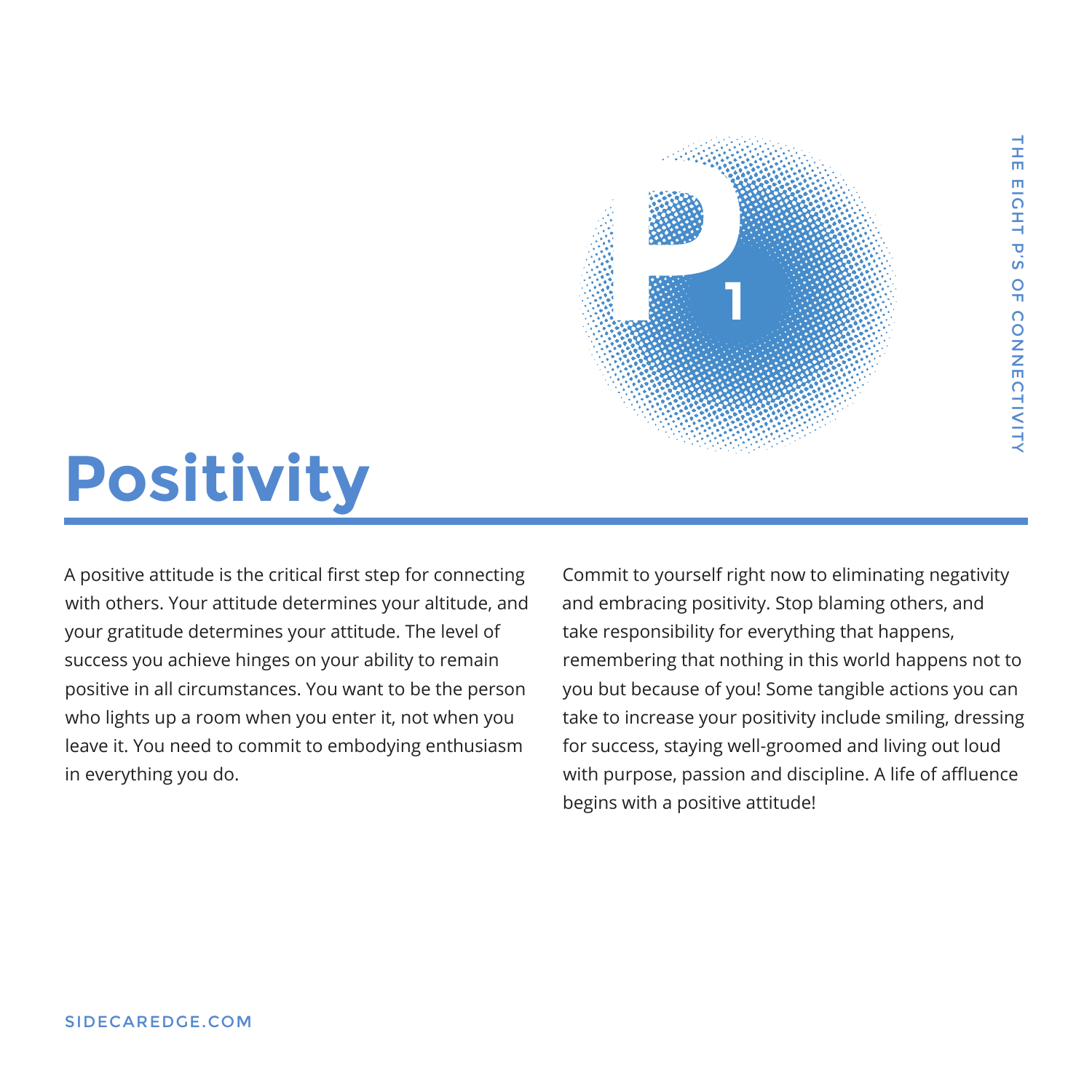# Positivity

A positive attitude is the critical first step for connecting with others. Your attitude determines your altitude, and your gratitude determines your attitude. The level of success you achieve hinges on your ability to remain positive in all circumstances. You want to be the person who lights up a room when you enter it, not when you leave it. You need to commit to embodying enthusiasm in everything you do.

Commit to yourself right now to eliminating negativity and embracing positivity. Stop blaming others, and take responsibility for everything that happens, remembering that nothing in this world happens not to you but because of you! Some tangible actions you can take to increase your positivity include smiling, dressing for success, staying well-groomed and living out loud with purpose, passion and discipline. A life of affluence begins with a positive attitude!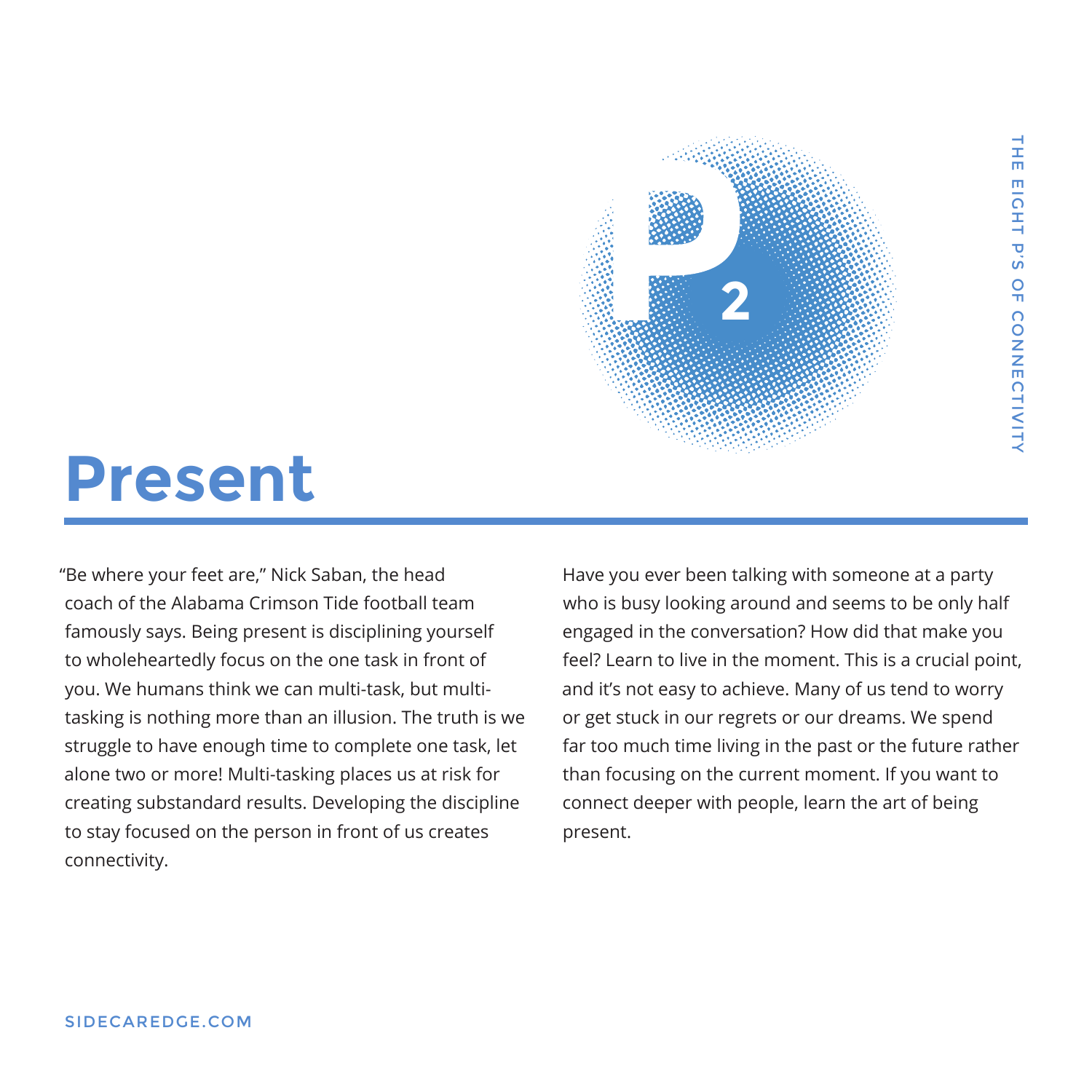# Present

"Be where your feet are," Nick Saban, the head coach of the Alabama Crimson Tide football team famously says. Being present is disciplining yourself to wholeheartedly focus on the one task in front of you. We humans think we can multi-task, but multi-tasking is nothing more than an illusion. The truth is we struggle to have enough time to complete one task, let alone two or more! Multi-tasking places us at risk for creating substandard results. Developing the discipline to stay focused on the person in front of us creates connectivity.

Have you ever been talking with someone at a party who is busy looking around and seems to be only half engaged in the conversation? How did that make you feel? Learn to live in the moment. This is a crucial point, and it's not easy to achieve. Many of us tend to worry or get stuck in our regrets or our dreams. We spend far too much time living in the past or the future rather than focusing on the current moment. If you want to connect deeper with people, learn the art of being present.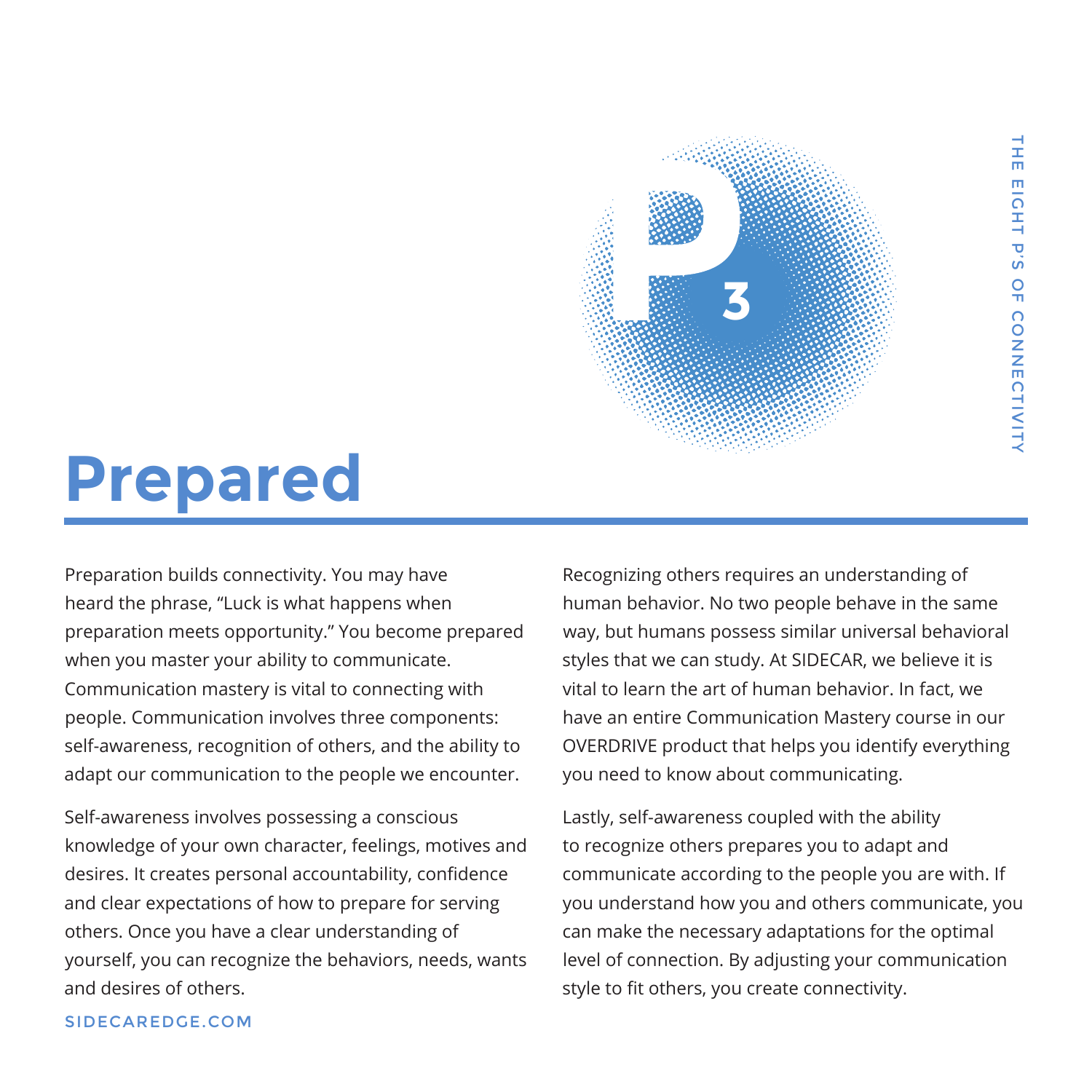# Prepared

Preparation builds connectivity. You may have heard the phrase, “Luck is what happens when preparation meets opportunity.” You become prepared when you master your ability to communicate. Communication mastery is vital to connecting with people. Communication involves three components: self-awareness, recognition of others, and the ability to adapt our communication to the people we encounter.

Self-awareness involves possessing a conscious knowledge of your own character, feelings, motives and desires. It creates personal accountability, confidence and clear expectations of how to prepare for serving others. Once you have a clear understanding of yourself, you can recognize the behaviors, needs, wants and desires of others.

Recognizing others requires an understanding of human behavior. No two people behave in the same way, but humans possess similar universal behavioral styles that we can study. At SIDECAR, we believe it is vital to learn the art of human behavior. In fact, we have an entire Communication Mastery course in our OVERDRIVE product that helps you identify everything you need to know about communicating.

Lastly, self-awareness coupled with the ability to recognize others prepares you to adapt and communicate according to the people you are with. If you understand how you and others communicate, you can make the necessary adaptations for the optimal level of connection. By adjusting your communication style to fit others, you create connectivity.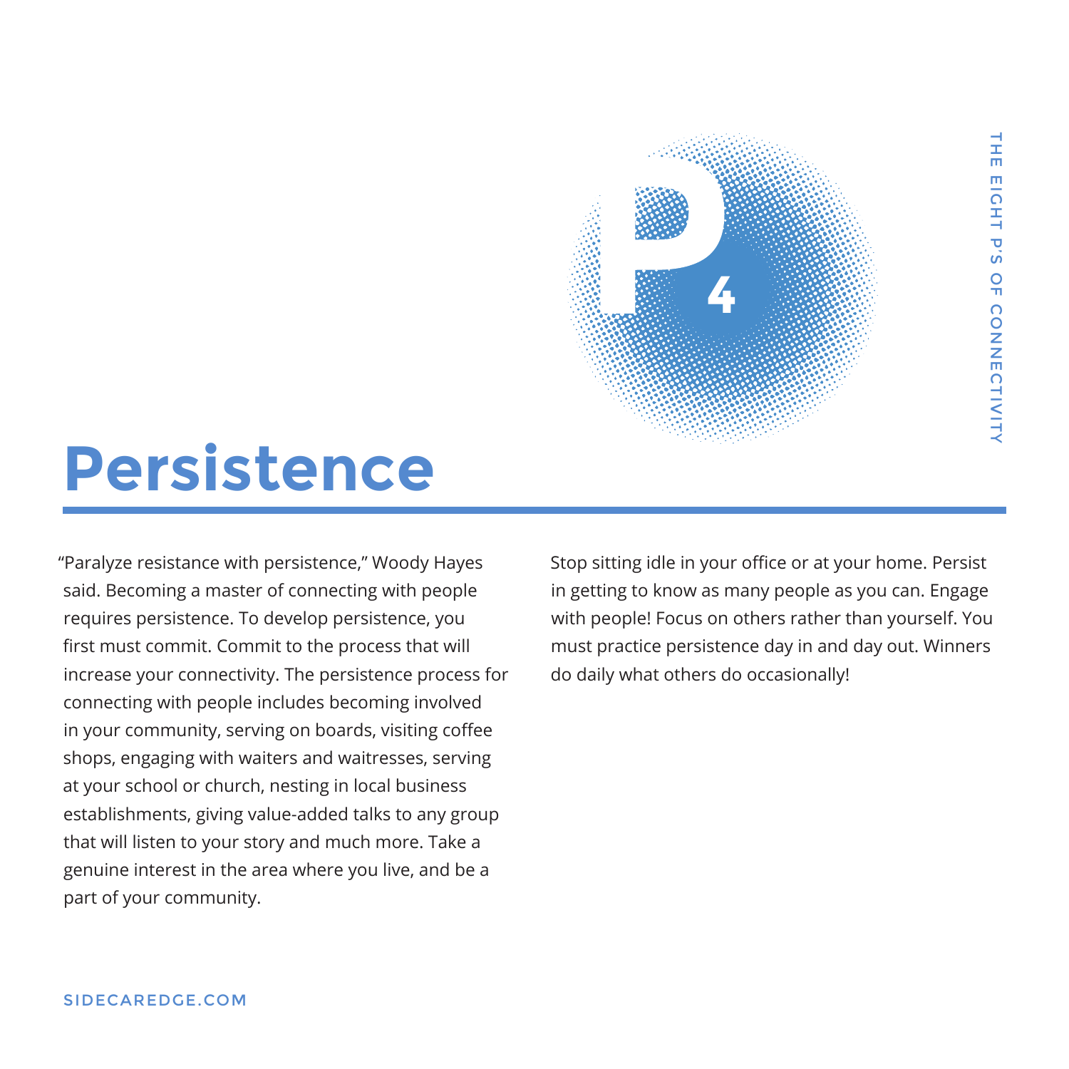# Persistence

"Paralyze resistance with persistence," Woody Hayes said. Becoming a master of connecting with people requires persistence. To develop persistence, you first must commit. Commit to the process that will increase your connectivity. The persistence process for connecting with people includes becoming involved in your community, serving on boards, visiting coffee shops, engaging with waiters and waitresses, serving at your school or church, nesting in local business establishments, giving value-added talks to any group that will listen to your story and much more. Take a genuine interest in the area where you live, and be a part of your community.

Stop sitting idle in your office or at your home. Persist in getting to know as many people as you can. Engage with people! Focus on others rather than yourself. You must practice persistence day in and day out. Winners do daily what others do occasionally!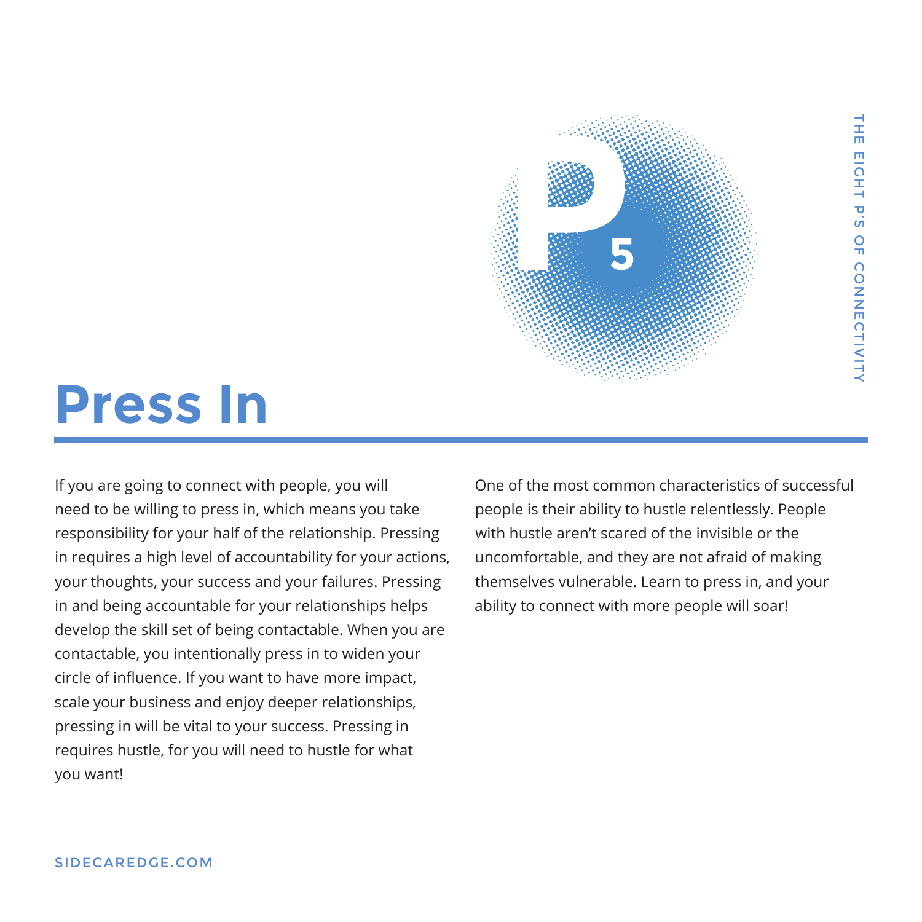# Press In

If you are going to connect with people, you will need to be willing to press in, which means you take responsibility for your half of the relationship. Pressing in requires a high level of accountability for your actions, your thoughts, your success and your failures. Pressing in and being accountable for your relationships helps develop the skill set of being contactable. When you are contactable, you intentionally press in to widen your circle of influence. If you want to have more impact, scale your business and enjoy deeper relationships, pressing in will be vital to your success. Pressing in requires hustle, for you will need to hustle for what you want!

One of the most common characteristics of successful people is their ability to hustle relentlessly. People with hustle aren't scared of the invisible or the uncomfortable, and they are not afraid of making themselves vulnerable. Learn to press in, and your ability to connect with more people will soar!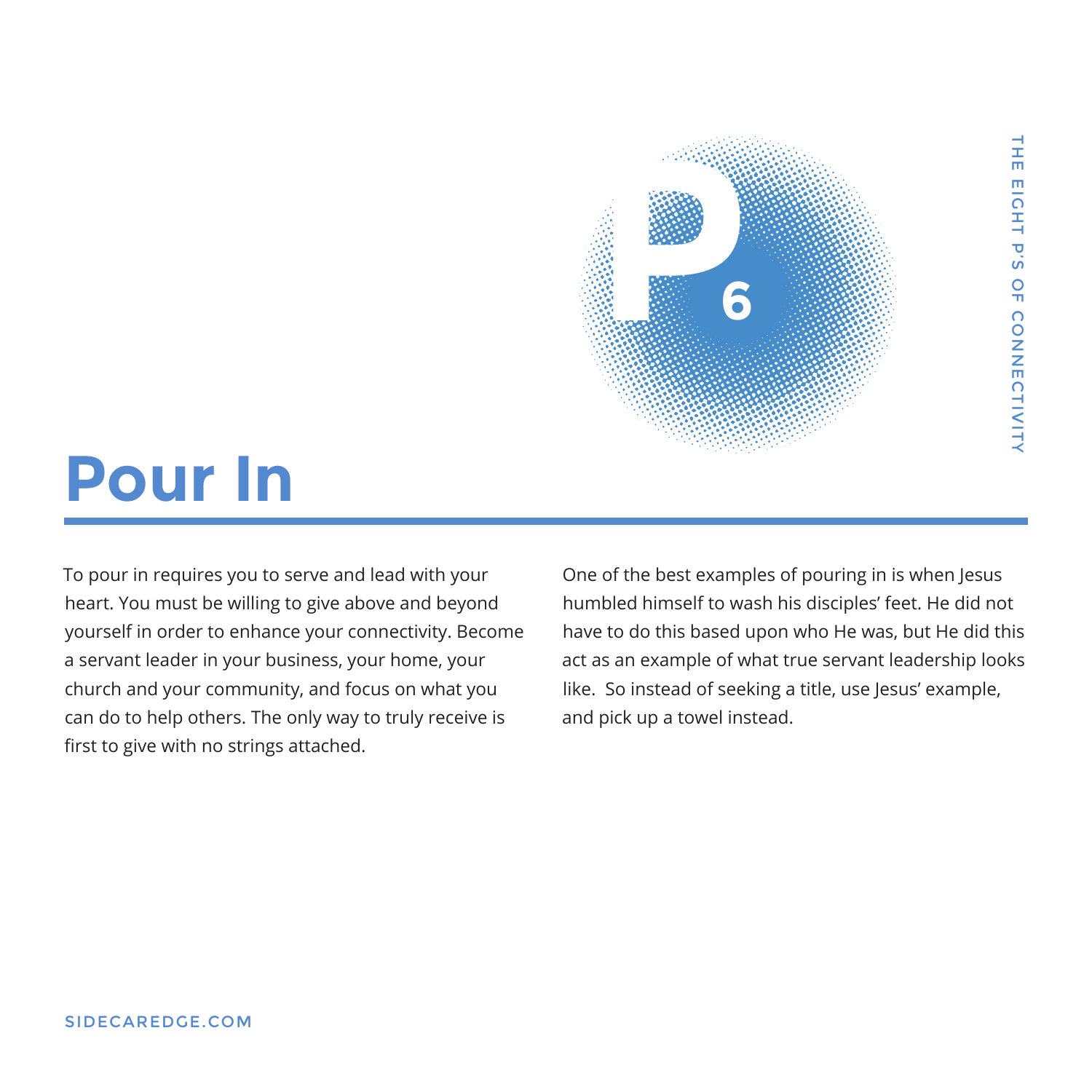# Pour In

To pour in requires you to serve and lead with your heart. You must be willing to give above and beyond yourself in order to enhance your connectivity. Become a servant leader in your business, your home, your church and your community, and focus on what you can do to help others. The only way to truly receive is first to give with no strings attached.

One of the best examples of pouring in is when Jesus humbled himself to wash his disciples' feet. He did not have to do this based upon who He was, but He did this act as an example of what true servant leadership looks like.  So instead of seeking a title, use Jesus' example, and pick up a towel instead.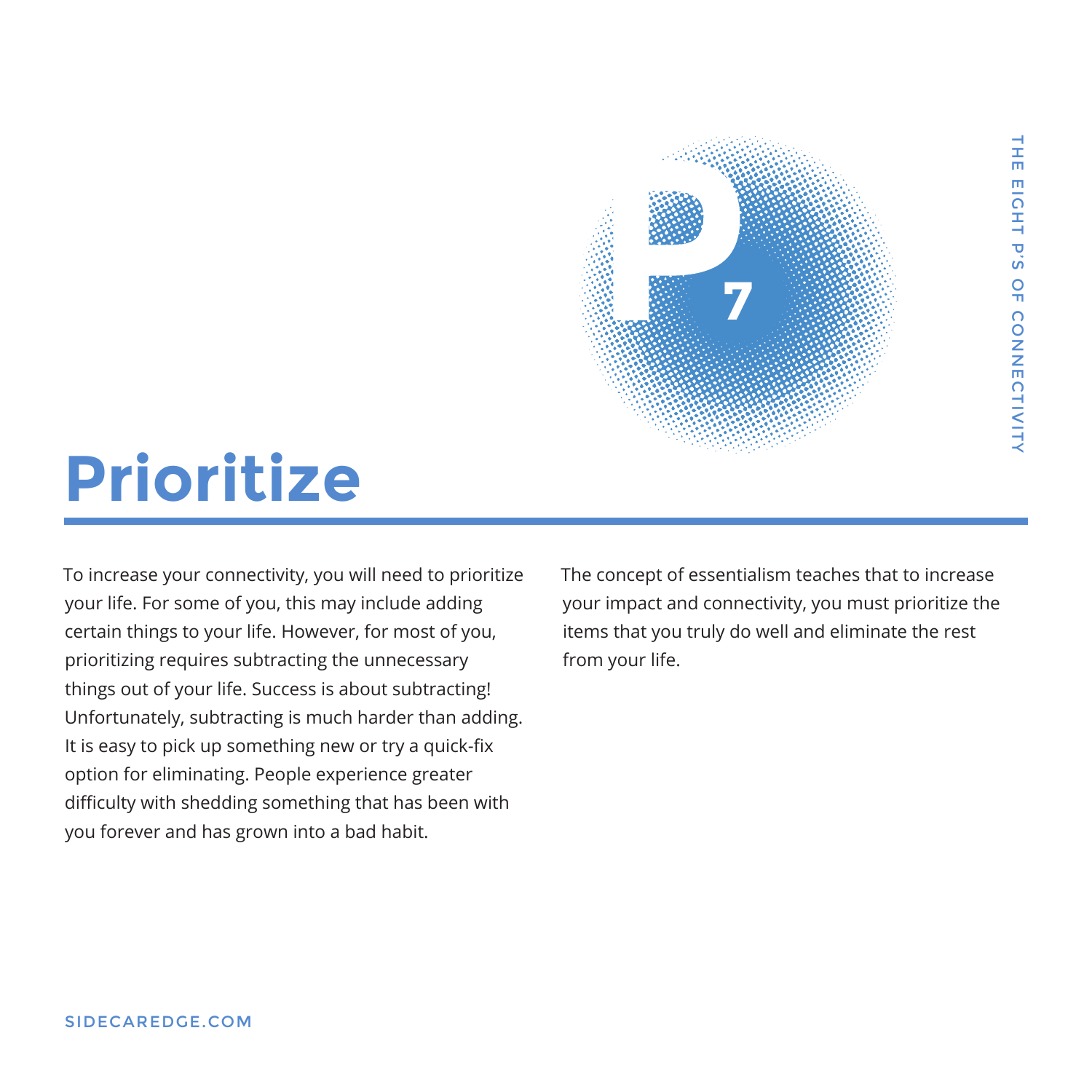# Prioritize

To increase your connectivity, you will need to prioritize your life. For some of you, this may include adding certain things to your life. However, for most of you, prioritizing requires subtracting the unnecessary things out of your life. Success is about subtracting! Unfortunately, subtracting is much harder than adding. It is easy to pick up something new or try a quick-fix option for eliminating. People experience greater difficulty with shedding something that has been with you forever and has grown into a bad habit.

The concept of essentialism teaches that to increase your impact and connectivity, you must prioritize the items that you truly do well and eliminate the rest from your life.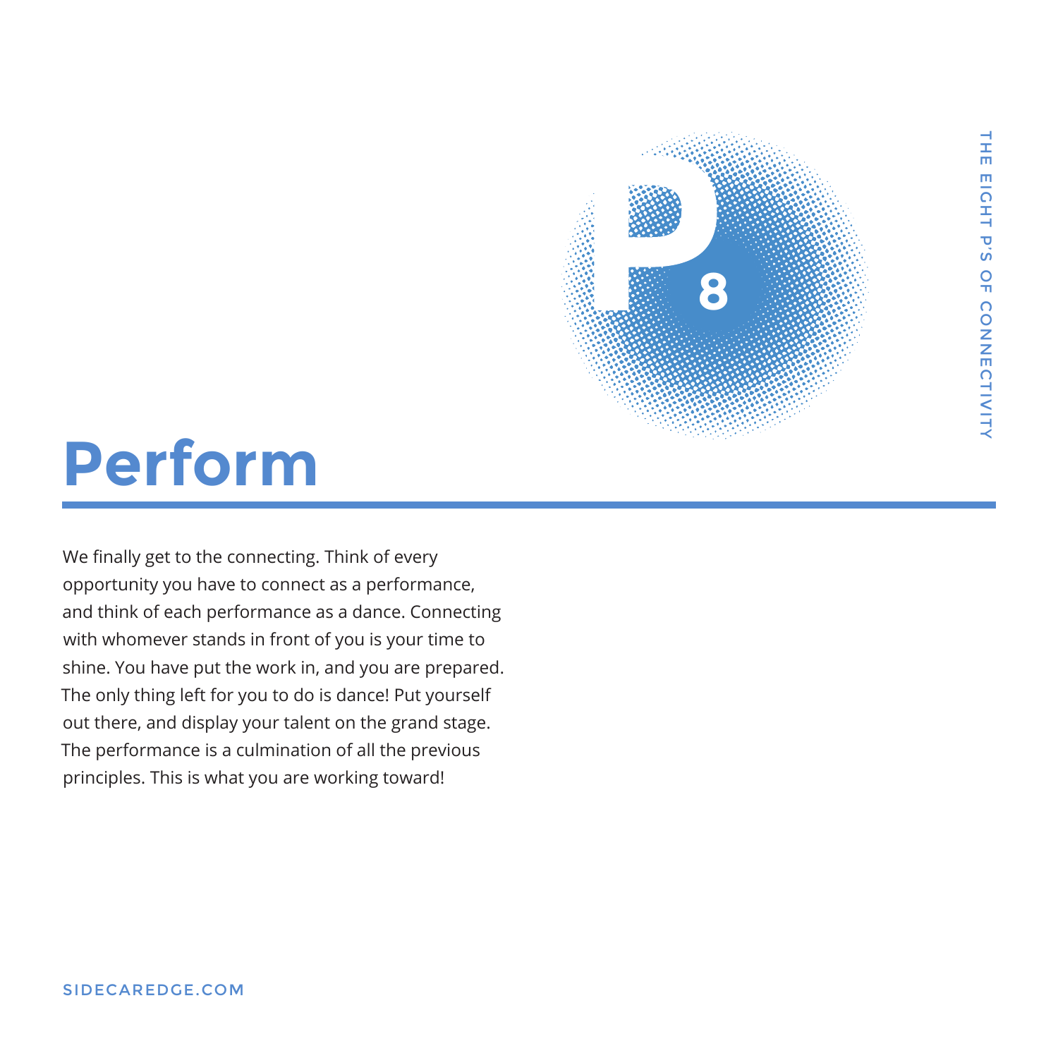# Perform

We finally get to the connecting. Think of every opportunity you have to connect as a performance, and think of each performance as a dance. Connecting with whomever stands in front of you is your time to shine. You have put the work in, and you are prepared. The only thing left for you to do is dance! Put yourself out there, and display your talent on the grand stage. The performance is a culmination of all the previous principles. This is what you are working toward!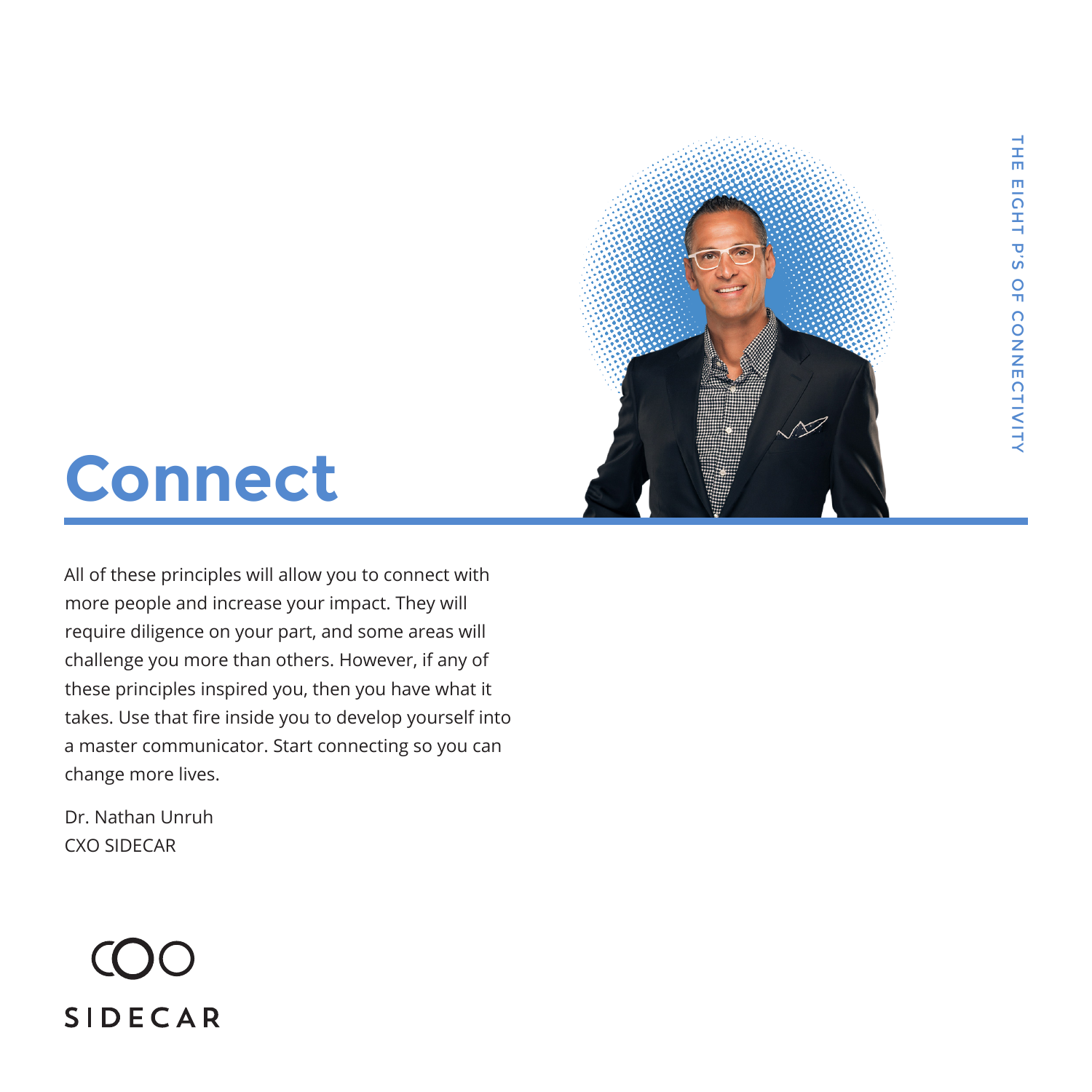# Connect

All of these principles will allow you to connect with more people and increase your impact. They will require diligence on your part, and some areas will challenge you more than others. However, if any of these principles inspired you, then you have what it takes. Use that fire inside you to develop yourself into a master communicator. Start connecting so you can change more lives.

Dr. Nathan Unruh  
CXO SIDECAR

SIDECAR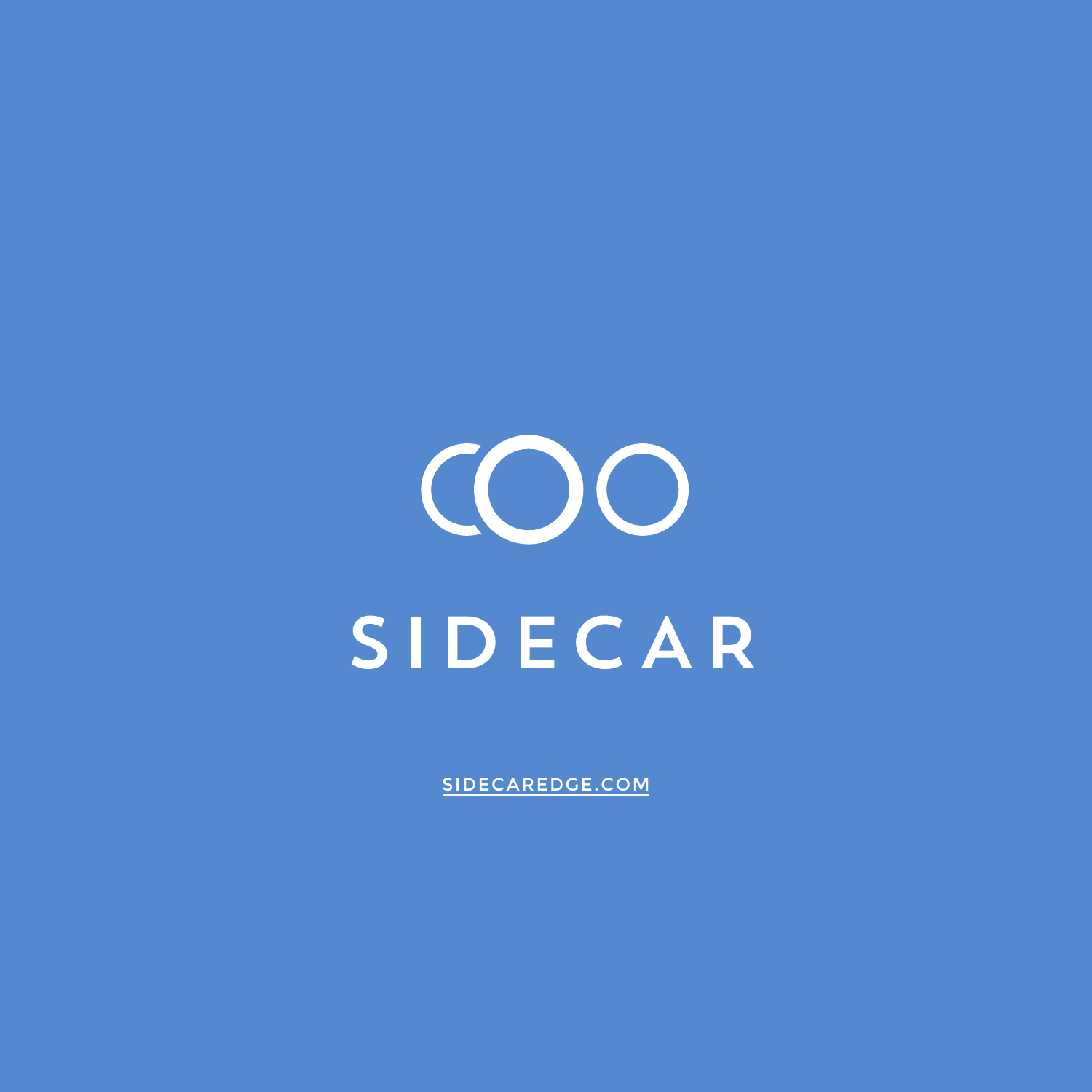SIDECAR

SIDECAREDGE.COM